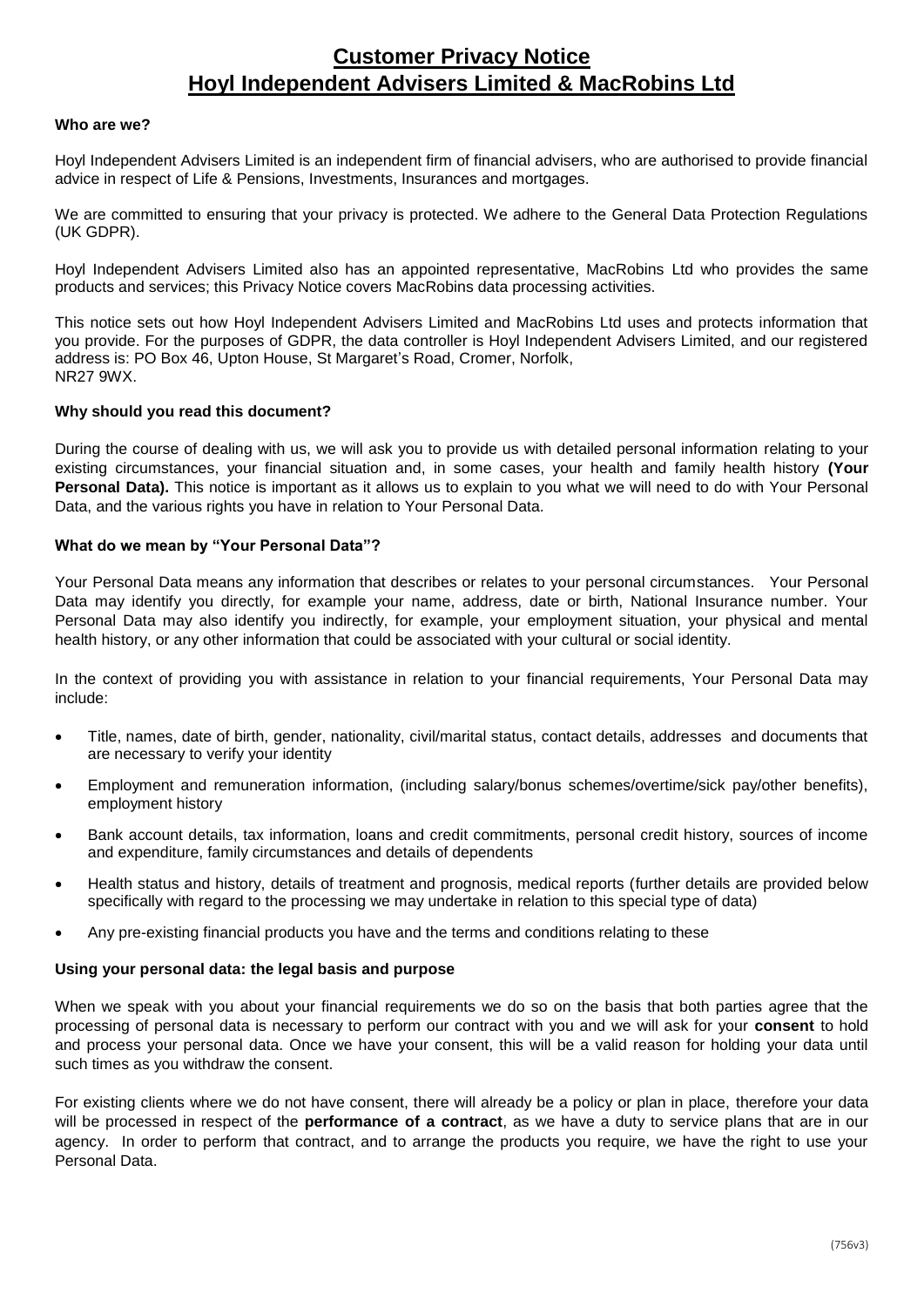# Customer Privacy Notice
# Hoyl Independent Advisers Limited & MacRobins Ltd

**Who are we?**

Hoyl Independent Advisers Limited is an independent firm of financial advisers, who are authorised to provide financial advice in respect of Life & Pensions, Investments, Insurances and mortgages.

We are committed to ensuring that your privacy is protected. We adhere to the General Data Protection Regulations (UK GDPR).

Hoyl Independent Advisers Limited also has an appointed representative, MacRobins Ltd who provides the same products and services; this Privacy Notice covers MacRobins data processing activities.

This notice sets out how Hoyl Independent Advisers Limited and MacRobins Ltd uses and protects information that you provide. For the purposes of GDPR, the data controller is Hoyl Independent Advisers Limited, and our registered address is: PO Box 46, Upton House, St Margaret's Road, Cromer, Norfolk, NR27 9WX.

**Why should you read this document?**

During the course of dealing with us, we will ask you to provide us with detailed personal information relating to your existing circumstances, your financial situation and, in some cases, your health and family health history **(Your Personal Data).** This notice is important as it allows us to explain to you what we will need to do with Your Personal Data, and the various rights you have in relation to Your Personal Data.

**What do we mean by "Your Personal Data"?**

Your Personal Data means any information that describes or relates to your personal circumstances. Your Personal Data may identify you directly, for example your name, address, date or birth, National Insurance number. Your Personal Data may also identify you indirectly, for example, your employment situation, your physical and mental health history, or any other information that could be associated with your cultural or social identity.

In the context of providing you with assistance in relation to your financial requirements, Your Personal Data may include:

- Title, names, date of birth, gender, nationality, civil/marital status, contact details, addresses and documents that are necessary to verify your identity
- Employment and remuneration information, (including salary/bonus schemes/overtime/sick pay/other benefits), employment history
- Bank account details, tax information, loans and credit commitments, personal credit history, sources of income and expenditure, family circumstances and details of dependents
- Health status and history, details of treatment and prognosis, medical reports (further details are provided below specifically with regard to the processing we may undertake in relation to this special type of data)
- Any pre-existing financial products you have and the terms and conditions relating to these

**Using your personal data: the legal basis and purpose**

When we speak with you about your financial requirements we do so on the basis that both parties agree that the processing of personal data is necessary to perform our contract with you and we will ask for your **consent** to hold and process your personal data. Once we have your consent, this will be a valid reason for holding your data until such times as you withdraw the consent.

For existing clients where we do not have consent, there will already be a policy or plan in place, therefore your data will be processed in respect of the **performance of a contract**, as we have a duty to service plans that are in our agency. In order to perform that contract, and to arrange the products you require, we have the right to use your Personal Data.

(756v3)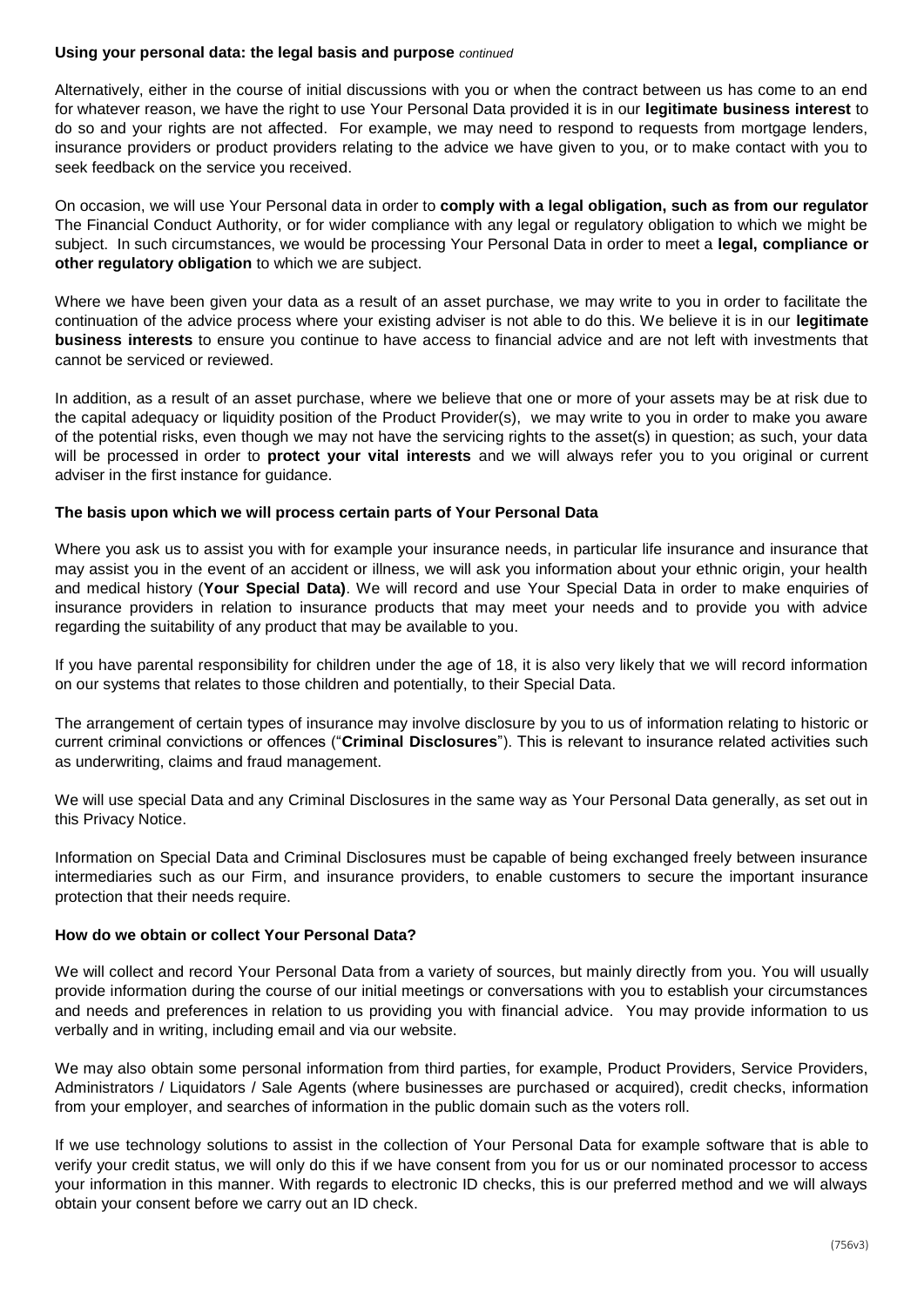**Using your personal data: the legal basis and purpose** *continued*

Alternatively, either in the course of initial discussions with you or when the contract between us has come to an end for whatever reason, we have the right to use Your Personal Data provided it is in our **legitimate business interest** to do so and your rights are not affected. For example, we may need to respond to requests from mortgage lenders, insurance providers or product providers relating to the advice we have given to you, or to make contact with you to seek feedback on the service you received.

On occasion, we will use Your Personal data in order to **comply with a legal obligation, such as from our regulator** The Financial Conduct Authority, or for wider compliance with any legal or regulatory obligation to which we might be subject. In such circumstances, we would be processing Your Personal Data in order to meet a **legal, compliance or other regulatory obligation** to which we are subject.

Where we have been given your data as a result of an asset purchase, we may write to you in order to facilitate the continuation of the advice process where your existing adviser is not able to do this. We believe it is in our **legitimate business interests** to ensure you continue to have access to financial advice and are not left with investments that cannot be serviced or reviewed.

In addition, as a result of an asset purchase, where we believe that one or more of your assets may be at risk due to the capital adequacy or liquidity position of the Product Provider(s), we may write to you in order to make you aware of the potential risks, even though we may not have the servicing rights to the asset(s) in question; as such, your data will be processed in order to **protect your vital interests** and we will always refer you to you original or current adviser in the first instance for guidance.

**The basis upon which we will process certain parts of Your Personal Data**

Where you ask us to assist you with for example your insurance needs, in particular life insurance and insurance that may assist you in the event of an accident or illness, we will ask you information about your ethnic origin, your health and medical history (**Your Special Data)**. We will record and use Your Special Data in order to make enquiries of insurance providers in relation to insurance products that may meet your needs and to provide you with advice regarding the suitability of any product that may be available to you.

If you have parental responsibility for children under the age of 18, it is also very likely that we will record information on our systems that relates to those children and potentially, to their Special Data.

The arrangement of certain types of insurance may involve disclosure by you to us of information relating to historic or current criminal convictions or offences ("**Criminal Disclosures**"). This is relevant to insurance related activities such as underwriting, claims and fraud management.

We will use special Data and any Criminal Disclosures in the same way as Your Personal Data generally, as set out in this Privacy Notice.

Information on Special Data and Criminal Disclosures must be capable of being exchanged freely between insurance intermediaries such as our Firm, and insurance providers, to enable customers to secure the important insurance protection that their needs require.

**How do we obtain or collect Your Personal Data?**

We will collect and record Your Personal Data from a variety of sources, but mainly directly from you. You will usually provide information during the course of our initial meetings or conversations with you to establish your circumstances and needs and preferences in relation to us providing you with financial advice. You may provide information to us verbally and in writing, including email and via our website.

We may also obtain some personal information from third parties, for example, Product Providers, Service Providers, Administrators / Liquidators / Sale Agents (where businesses are purchased or acquired), credit checks, information from your employer, and searches of information in the public domain such as the voters roll.

If we use technology solutions to assist in the collection of Your Personal Data for example software that is able to verify your credit status, we will only do this if we have consent from you for us or our nominated processor to access your information in this manner. With regards to electronic ID checks, this is our preferred method and we will always obtain your consent before we carry out an ID check.

(756v3)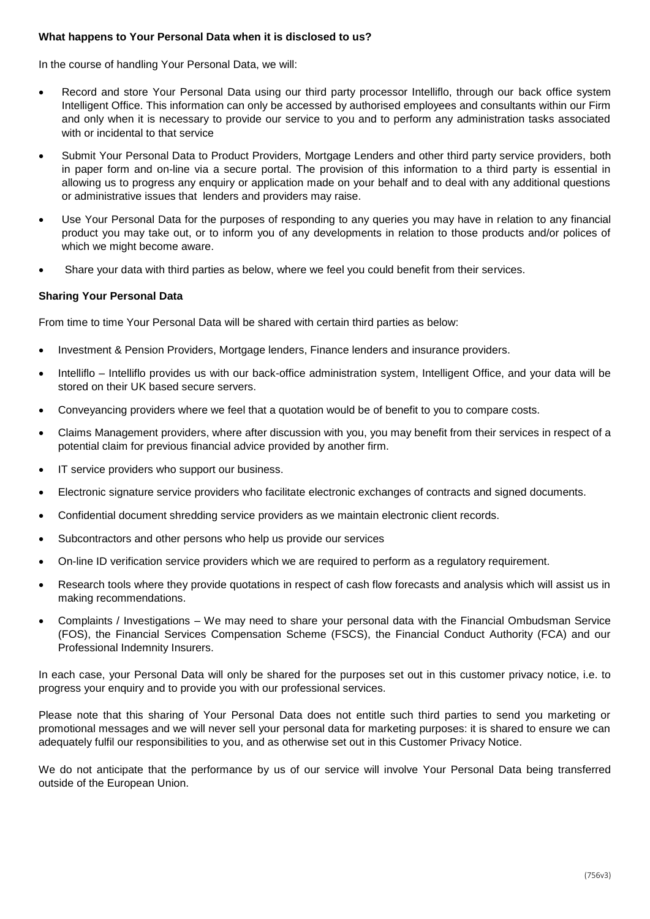**What happens to Your Personal Data when it is disclosed to us?**

In the course of handling Your Personal Data, we will:

- Record and store Your Personal Data using our third party processor Intelliflo, through our back office system Intelligent Office. This information can only be accessed by authorised employees and consultants within our Firm and only when it is necessary to provide our service to you and to perform any administration tasks associated with or incidental to that service
- Submit Your Personal Data to Product Providers, Mortgage Lenders and other third party service providers, both in paper form and on-line via a secure portal. The provision of this information to a third party is essential in allowing us to progress any enquiry or application made on your behalf and to deal with any additional questions or administrative issues that lenders and providers may raise.
- Use Your Personal Data for the purposes of responding to any queries you may have in relation to any financial product you may take out, or to inform you of any developments in relation to those products and/or polices of which we might become aware.
- Share your data with third parties as below, where we feel you could benefit from their services.

**Sharing Your Personal Data**

From time to time Your Personal Data will be shared with certain third parties as below:

- Investment & Pension Providers, Mortgage lenders, Finance lenders and insurance providers.
- Intelliflo – Intelliflo provides us with our back-office administration system, Intelligent Office, and your data will be stored on their UK based secure servers.
- Conveyancing providers where we feel that a quotation would be of benefit to you to compare costs.
- Claims Management providers, where after discussion with you, you may benefit from their services in respect of a potential claim for previous financial advice provided by another firm.
- IT service providers who support our business.
- Electronic signature service providers who facilitate electronic exchanges of contracts and signed documents.
- Confidential document shredding service providers as we maintain electronic client records.
- Subcontractors and other persons who help us provide our services
- On-line ID verification service providers which we are required to perform as a regulatory requirement.
- Research tools where they provide quotations in respect of cash flow forecasts and analysis which will assist us in making recommendations.
- Complaints / Investigations – We may need to share your personal data with the Financial Ombudsman Service (FOS), the Financial Services Compensation Scheme (FSCS), the Financial Conduct Authority (FCA) and our Professional Indemnity Insurers.

In each case, your Personal Data will only be shared for the purposes set out in this customer privacy notice, i.e. to progress your enquiry and to provide you with our professional services.

Please note that this sharing of Your Personal Data does not entitle such third parties to send you marketing or promotional messages and we will never sell your personal data for marketing purposes: it is shared to ensure we can adequately fulfil our responsibilities to you, and as otherwise set out in this Customer Privacy Notice.

We do not anticipate that the performance by us of our service will involve Your Personal Data being transferred outside of the European Union.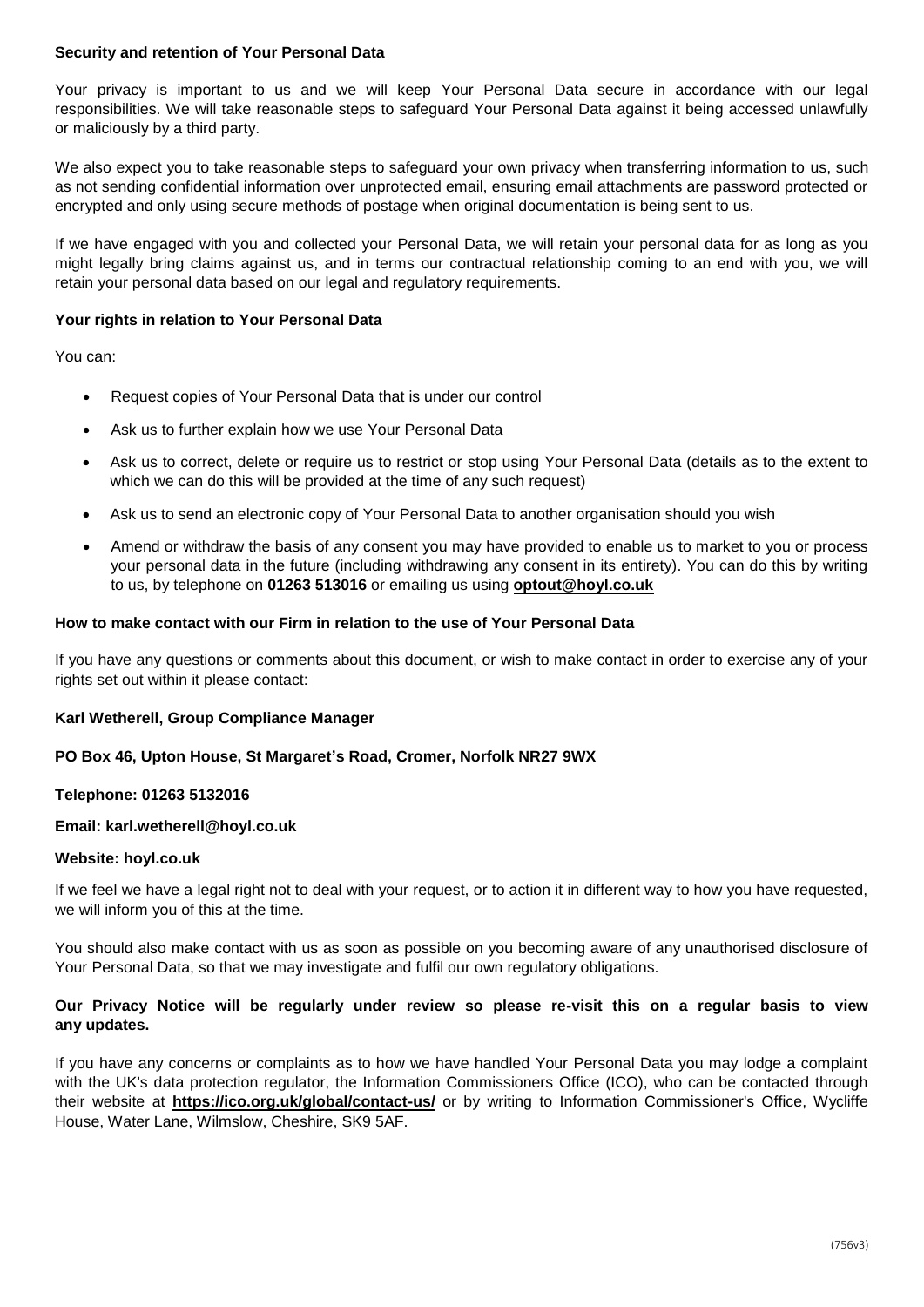**Security and retention of Your Personal Data**

Your privacy is important to us and we will keep Your Personal Data secure in accordance with our legal responsibilities. We will take reasonable steps to safeguard Your Personal Data against it being accessed unlawfully or maliciously by a third party.

We also expect you to take reasonable steps to safeguard your own privacy when transferring information to us, such as not sending confidential information over unprotected email, ensuring email attachments are password protected or encrypted and only using secure methods of postage when original documentation is being sent to us.

If we have engaged with you and collected your Personal Data, we will retain your personal data for as long as you might legally bring claims against us, and in terms our contractual relationship coming to an end with you, we will retain your personal data based on our legal and regulatory requirements.

**Your rights in relation to Your Personal Data**

You can:

- Request copies of Your Personal Data that is under our control
- Ask us to further explain how we use Your Personal Data
- Ask us to correct, delete or require us to restrict or stop using Your Personal Data (details as to the extent to which we can do this will be provided at the time of any such request)
- Ask us to send an electronic copy of Your Personal Data to another organisation should you wish
- Amend or withdraw the basis of any consent you may have provided to enable us to market to you or process your personal data in the future (including withdrawing any consent in its entirety). You can do this by writing to us, by telephone on **01263 513016** or emailing us using **optout@hoyl.co.uk**

**How to make contact with our Firm in relation to the use of Your Personal Data**

If you have any questions or comments about this document, or wish to make contact in order to exercise any of your rights set out within it please contact:

**Karl Wetherell, Group Compliance Manager**

**PO Box 46, Upton House, St Margaret's Road, Cromer, Norfolk NR27 9WX**

**Telephone: 01263 5132016**

**Email: karl.wetherell@hoyl.co.uk**

**Website: hoyl.co.uk**

If we feel we have a legal right not to deal with your request, or to action it in different way to how you have requested, we will inform you of this at the time.

You should also make contact with us as soon as possible on you becoming aware of any unauthorised disclosure of Your Personal Data, so that we may investigate and fulfil our own regulatory obligations.

**Our Privacy Notice will be regularly under review so please re-visit this on a regular basis to view any updates.**

If you have any concerns or complaints as to how we have handled Your Personal Data you may lodge a complaint with the UK's data protection regulator, the Information Commissioners Office (ICO), who can be contacted through their website at **https://ico.org.uk/global/contact-us/** or by writing to Information Commissioner's Office, Wycliffe House, Water Lane, Wilmslow, Cheshire, SK9 5AF.

(756v3)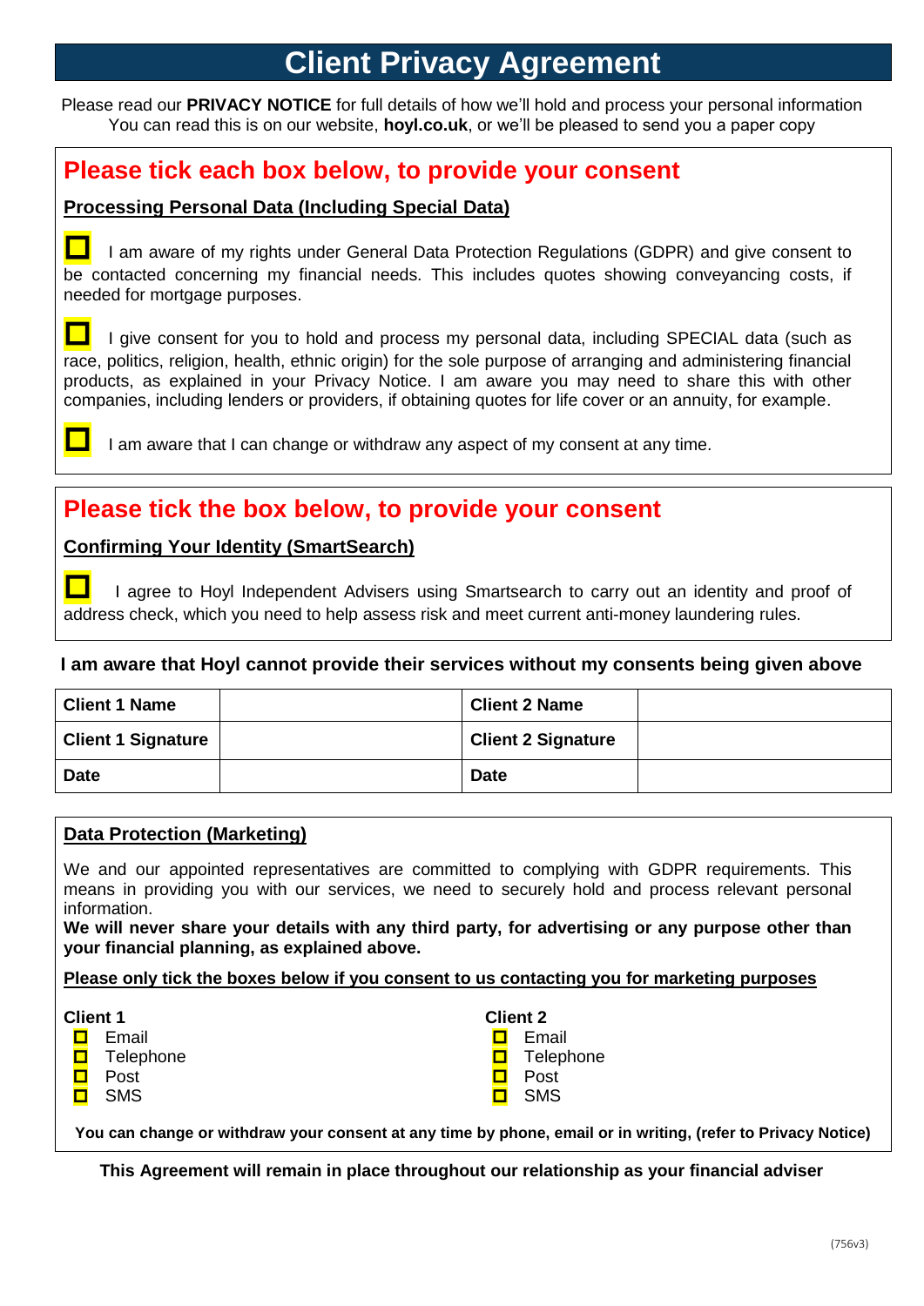# Client Privacy Agreement

Please read our **PRIVACY NOTICE** for full details of how we'll hold and process your personal information
You can read this is on our website, **hoyl.co.uk**, or we'll be pleased to send you a paper copy

## Please tick each box below, to provide your consent

**Processing Personal Data (Including Special Data)**

☐ I am aware of my rights under General Data Protection Regulations (GDPR) and give consent to be contacted concerning my financial needs. This includes quotes showing conveyancing costs, if needed for mortgage purposes.

☐ I give consent for you to hold and process my personal data, including SPECIAL data (such as race, politics, religion, health, ethnic origin) for the sole purpose of arranging and administering financial products, as explained in your Privacy Notice. I am aware you may need to share this with other companies, including lenders or providers, if obtaining quotes for life cover or an annuity, for example.

☐ I am aware that I can change or withdraw any aspect of my consent at any time.

## Please tick the box below, to provide your consent

**Confirming Your Identity (SmartSearch)**

☐ I agree to Hoyl Independent Advisers using Smartsearch to carry out an identity and proof of address check, which you need to help assess risk and meet current anti-money laundering rules.

**I am aware that Hoyl cannot provide their services without my consents being given above**

| | | | |
|---|---|---|---|
| **Client 1 Name** | | **Client 2 Name** | |
| **Client 1 Signature** | | **Client 2 Signature** | |
| **Date** | | **Date** | |

**Data Protection (Marketing)**

We and our appointed representatives are committed to complying with GDPR requirements. This means in providing you with our services, we need to securely hold and process relevant personal information.
**We will never share your details with any third party, for advertising or any purpose other than your financial planning, as explained above.**

**Please only tick the boxes below if you consent to us contacting you for marketing purposes**

**Client 1**
- ☐ Email
- ☐ Telephone
- ☐ Post
- ☐ SMS

**Client 2**
- ☐ Email
- ☐ Telephone
- ☐ Post
- ☐ SMS

**You can change or withdraw your consent at any time by phone, email or in writing, (refer to Privacy Notice)**

**This Agreement will remain in place throughout our relationship as your financial adviser**

(756v3)